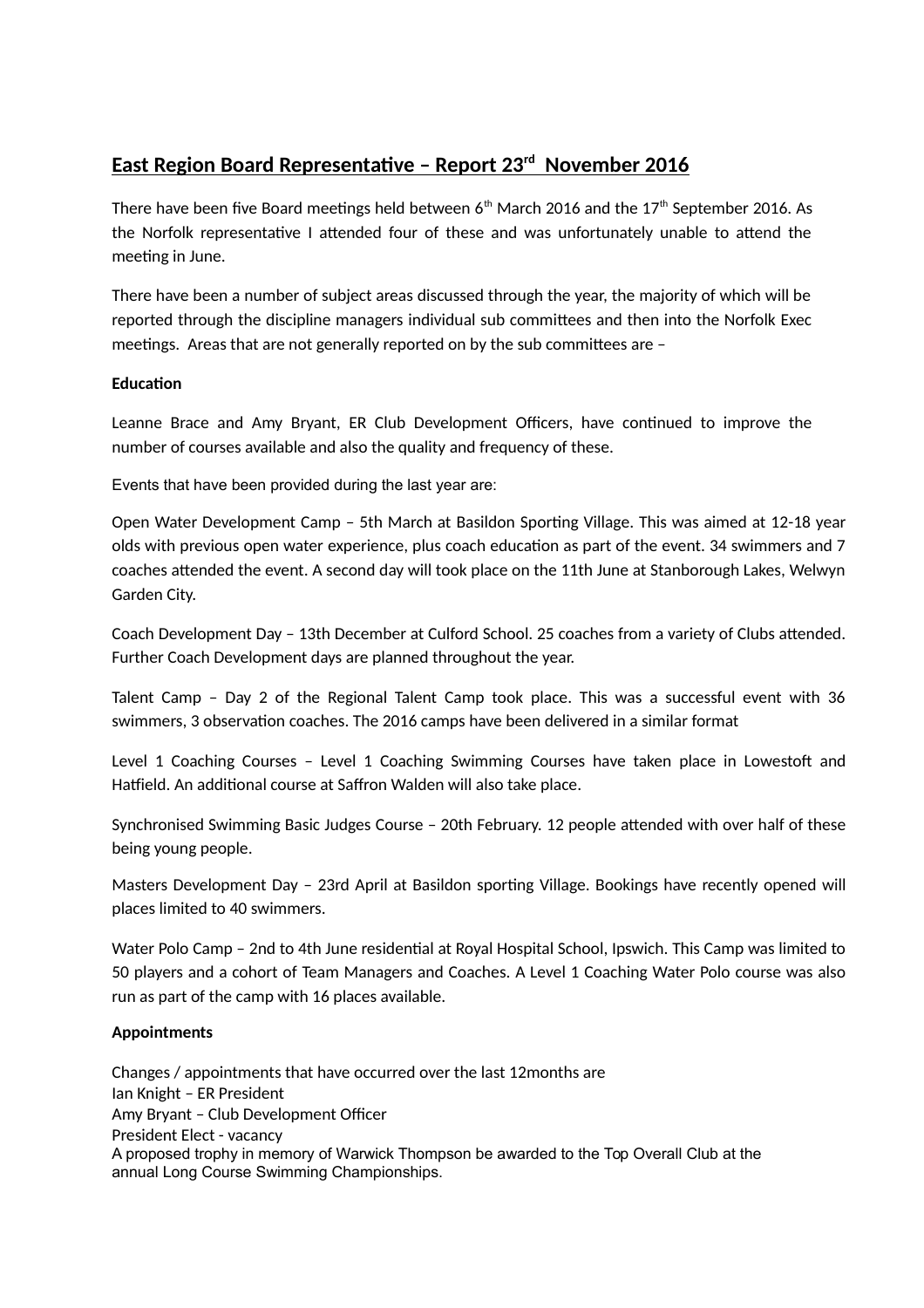## East Region Board Representative – Report 23rd November 2016

There have been five Board meetings held between 6th March 2016 and the 17th September 2016. As the Norfolk representative I attended four of these and was unfortunately unable to attend the meeting in June.

There have been a number of subject areas discussed through the year, the majority of which will be reported through the discipline managers individual sub committees and then into the Norfolk Exec meetings. Areas that are not generally reported on by the sub committees are –

**Education**

Leanne Brace and Amy Bryant, ER Club Development Officers, have continued to improve the number of courses available and also the quality and frequency of these.

Events that have been provided during the last year are:

Open Water Development Camp – 5th March at Basildon Sporting Village. This was aimed at 12-18 year olds with previous open water experience, plus coach education as part of the event. 34 swimmers and 7 coaches attended the event. A second day will took place on the 11th June at Stanborough Lakes, Welwyn Garden City.

Coach Development Day – 13th December at Culford School. 25 coaches from a variety of Clubs attended. Further Coach Development days are planned throughout the year.

Talent Camp – Day 2 of the Regional Talent Camp took place. This was a successful event with 36 swimmers, 3 observation coaches. The 2016 camps have been delivered in a similar format

Level 1 Coaching Courses – Level 1 Coaching Swimming Courses have taken place in Lowestoft and Hatfield. An additional course at Saffron Walden will also take place.

Synchronised Swimming Basic Judges Course – 20th February. 12 people attended with over half of these being young people.

Masters Development Day – 23rd April at Basildon sporting Village. Bookings have recently opened will places limited to 40 swimmers.

Water Polo Camp – 2nd to 4th June residential at Royal Hospital School, Ipswich. This Camp was limited to 50 players and a cohort of Team Managers and Coaches. A Level 1 Coaching Water Polo course was also run as part of the camp with 16 places available.

**Appointments**

Changes / appointments that have occurred over the last 12months are
Ian Knight – ER President
Amy Bryant – Club Development Officer
President Elect - vacancy
A proposed trophy in memory of Warwick Thompson be awarded to the Top Overall Club at the annual Long Course Swimming Championships.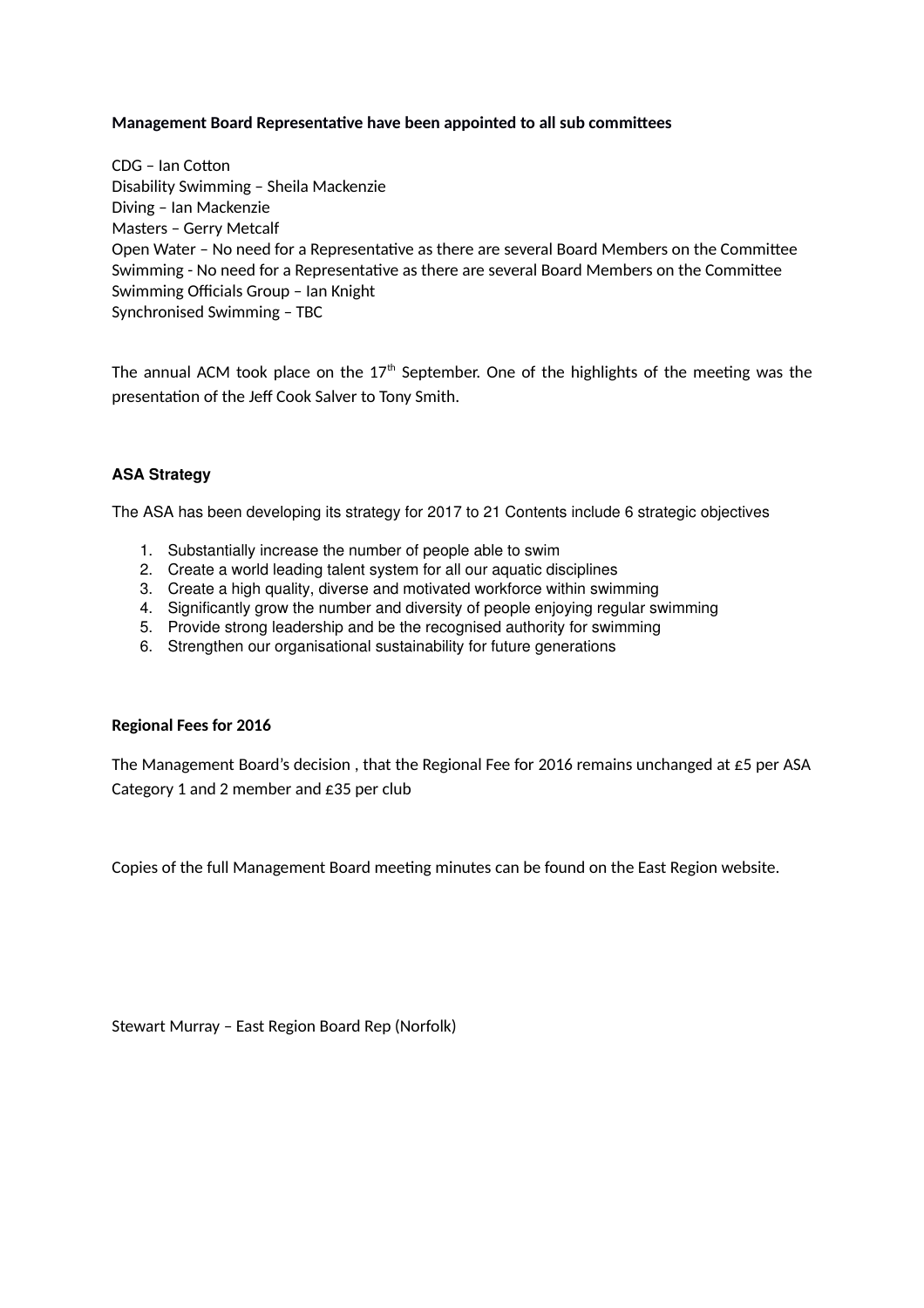**Management Board Representative have been appointed to all sub committees**

CDG – Ian Cotton
Disability Swimming – Sheila Mackenzie
Diving – Ian Mackenzie
Masters – Gerry Metcalf
Open Water – No need for a Representative as there are several Board Members on the Committee
Swimming - No need for a Representative as there are several Board Members on the Committee
Swimming Officials Group – Ian Knight
Synchronised Swimming – TBC

The annual ACM took place on the 17th September. One of the highlights of the meeting was the presentation of the Jeff Cook Salver to Tony Smith.

**ASA Strategy**

The ASA has been developing its strategy for 2017 to 21 Contents include 6 strategic objectives

1. Substantially increase the number of people able to swim
2. Create a world leading talent system for all our aquatic disciplines
3. Create a high quality, diverse and motivated workforce within swimming
4. Significantly grow the number and diversity of people enjoying regular swimming
5. Provide strong leadership and be the recognised authority for swimming
6. Strengthen our organisational sustainability for future generations

**Regional Fees for 2016**

The Management Board's decision , that the Regional Fee for 2016 remains unchanged at £5 per ASA Category 1 and 2 member and £35 per club

Copies of the full Management Board meeting minutes can be found on the East Region website.

Stewart Murray – East Region Board Rep (Norfolk)